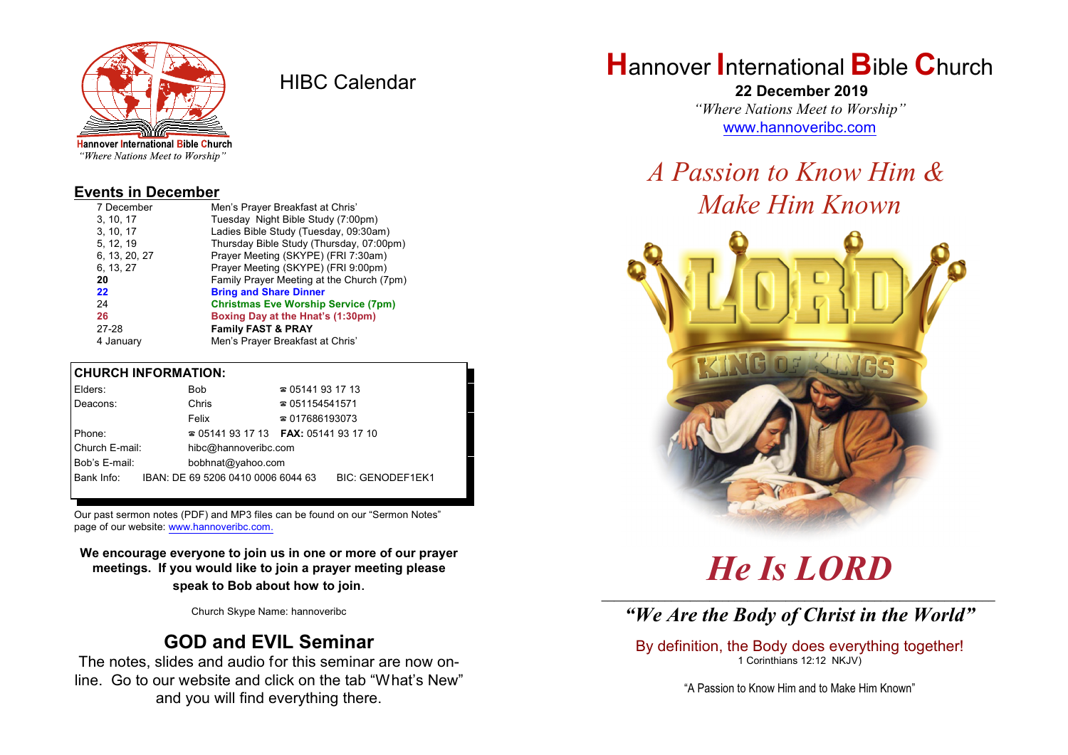Hannover International Bible Church
"Where Nations Meet to Worship"

# HIBC Calendar

## Events in December

| | |
|---|---|
| 7 December | Men's Prayer Breakfast at Chris' |
| 3, 10, 17 | Tuesday Night Bible Study (7:00pm) |
| 3, 10, 17 | Ladies Bible Study (Tuesday, 09:30am) |
| 5, 12, 19 | Thursday Bible Study (Thursday, 07:00pm) |
| 6, 13, 20, 27 | Prayer Meeting (SKYPE) (FRI 7:30am) |
| 6, 13, 27 | Prayer Meeting (SKYPE) (FRI 9:00pm) |
| **20** | Family Prayer Meeting at the Church (7pm) |
| **22** | **Bring and Share Dinner** |
| 24 | **Christmas Eve Worship Service (7pm)** |
| **26** | **Boxing Day at the Hnat's (1:30pm)** |
| 27-28 | **Family FAST & PRAY** |
| 4 January | Men's Prayer Breakfast at Chris' |

## CHURCH INFORMATION:

| | | |
|---|---|---|
| Elders: | Bob | ☎ 05141 93 17 13 |
| Deacons: | Chris | ☎ 051154541571 |
| | Felix | ☎ 017686193073 |
| Phone: | ☎ 05141 93 17 13 | **FAX:** 05141 93 17 10 |
| Church E-mail: | hibc@hannoveribc.com | |
| Bob's E-mail: | bobhnat@yahoo.com | |
| Bank Info: | IBAN: DE 69 5206 0410 0006 6044 63 | BIC: GENODEF1EK1 |

Our past sermon notes (PDF) and MP3 files can be found on our "Sermon Notes" page of our website: www.hannoveribc.com.

**We encourage everyone to join us in one or more of our prayer meetings. If you would like to join a prayer meeting please speak to Bob about how to join.**

Church Skype Name: hannoveribc

## GOD and EVIL Seminar

The notes, slides and audio for this seminar are now on-line. Go to our website and click on the tab "What's New" and you will find everything there.

# Hannover International Bible Church

**22 December 2019**

*"Where Nations Meet to Worship"*

www.hannoveribc.com

## *A Passion to Know Him & Make Him Known*

# *He Is LORD*

## *"We Are the Body of Christ in the World"*

By definition, the Body does everything together!
1 Corinthians 12:12 NKJV)

"A Passion to Know Him and to Make Him Known"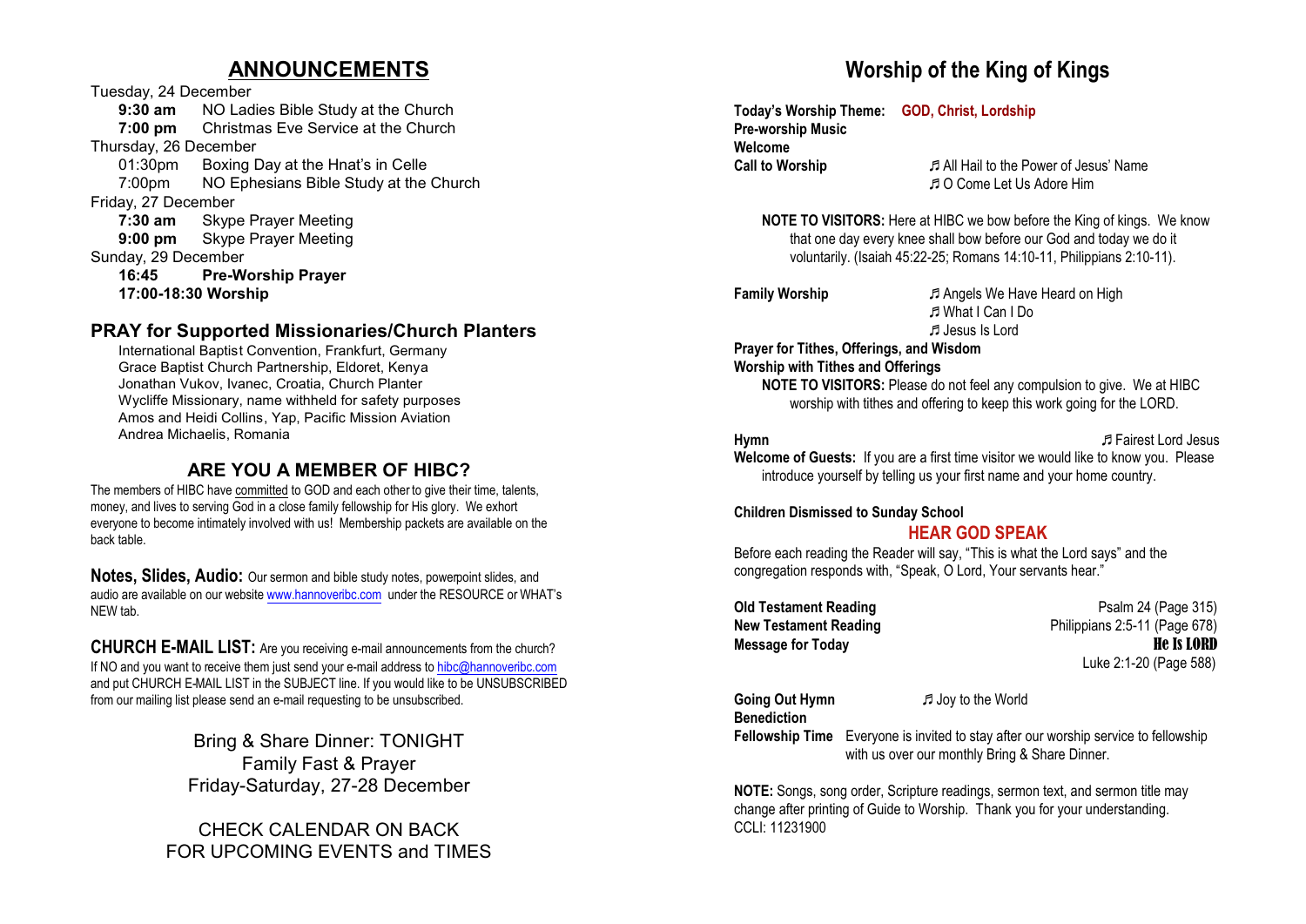# ANNOUNCEMENTS

Tuesday, 24 December

- **9:30 am** NO Ladies Bible Study at the Church
- **7:00 pm** Christmas Eve Service at the Church

Thursday, 26 December

- 01:30pm Boxing Day at the Hnat's in Celle
- 7:00pm NO Ephesians Bible Study at the Church

Friday, 27 December

- **7:30 am** Skype Prayer Meeting
- **9:00 pm** Skype Prayer Meeting

Sunday, 29 December

- **16:45 Pre-Worship Prayer**
- **17:00-18:30 Worship**

## PRAY for Supported Missionaries/Church Planters

International Baptist Convention, Frankfurt, Germany
Grace Baptist Church Partnership, Eldoret, Kenya
Jonathan Vukov, Ivanec, Croatia, Church Planter
Wycliffe Missionary, name withheld for safety purposes
Amos and Heidi Collins, Yap, Pacific Mission Aviation
Andrea Michaelis, Romania

## ARE YOU A MEMBER OF HIBC?

The members of HIBC have committed to GOD and each other to give their time, talents, money, and lives to serving God in a close family fellowship for His glory. We exhort everyone to become intimately involved with us! Membership packets are available on the back table.

**Notes, Slides, Audio:** Our sermon and bible study notes, powerpoint slides, and audio are available on our website www.hannoveribc.com under the RESOURCE or WHAT's NEW tab.

**CHURCH E-MAIL LIST:** Are you receiving e-mail announcements from the church? If NO and you want to receive them just send your e-mail address to hibc@hannoveribc.com and put CHURCH E-MAIL LIST in the SUBJECT line. If you would like to be UNSUBSCRIBED from our mailing list please send an e-mail requesting to be unsubscribed.

Bring & Share Dinner: TONIGHT
Family Fast & Prayer
Friday-Saturday, 27-28 December

CHECK CALENDAR ON BACK
FOR UPCOMING EVENTS and TIMES

# Worship of the King of Kings

**Today's Worship Theme:** **GOD, Christ, Lordship**
**Pre-worship Music**
**Welcome**
**Call to Worship** ♬ All Hail to the Power of Jesus' Name
♬ O Come Let Us Adore Him

**NOTE TO VISITORS:** Here at HIBC we bow before the King of kings. We know that one day every knee shall bow before our God and today we do it voluntarily. (Isaiah 45:22-25; Romans 14:10-11, Philippians 2:10-11).

**Family Worship** ♬ Angels We Have Heard on High
♬ What I Can I Do
♬ Jesus Is Lord

**Prayer for Tithes, Offerings, and Wisdom**
**Worship with Tithes and Offerings**

**NOTE TO VISITORS:** Please do not feel any compulsion to give. We at HIBC worship with tithes and offering to keep this work going for the LORD.

**Hymn** ♬ Fairest Lord Jesus

**Welcome of Guests:** If you are a first time visitor we would like to know you. Please introduce yourself by telling us your first name and your home country.

**Children Dismissed to Sunday School**

## HEAR GOD SPEAK

Before each reading the Reader will say, "This is what the Lord says" and the congregation responds with, "Speak, O Lord, Your servants hear."

**Old Testament Reading** Psalm 24 (Page 315)
**New Testament Reading** Philippians 2:5-11 (Page 678)
**Message for Today** **He Is LORD**
Luke 2:1-20 (Page 588)

**Going Out Hymn** ♬ Joy to the World
**Benediction**
**Fellowship Time** Everyone is invited to stay after our worship service to fellowship with us over our monthly Bring & Share Dinner.

**NOTE:** Songs, song order, Scripture readings, sermon text, and sermon title may change after printing of Guide to Worship. Thank you for your understanding.
CCLI: 11231900